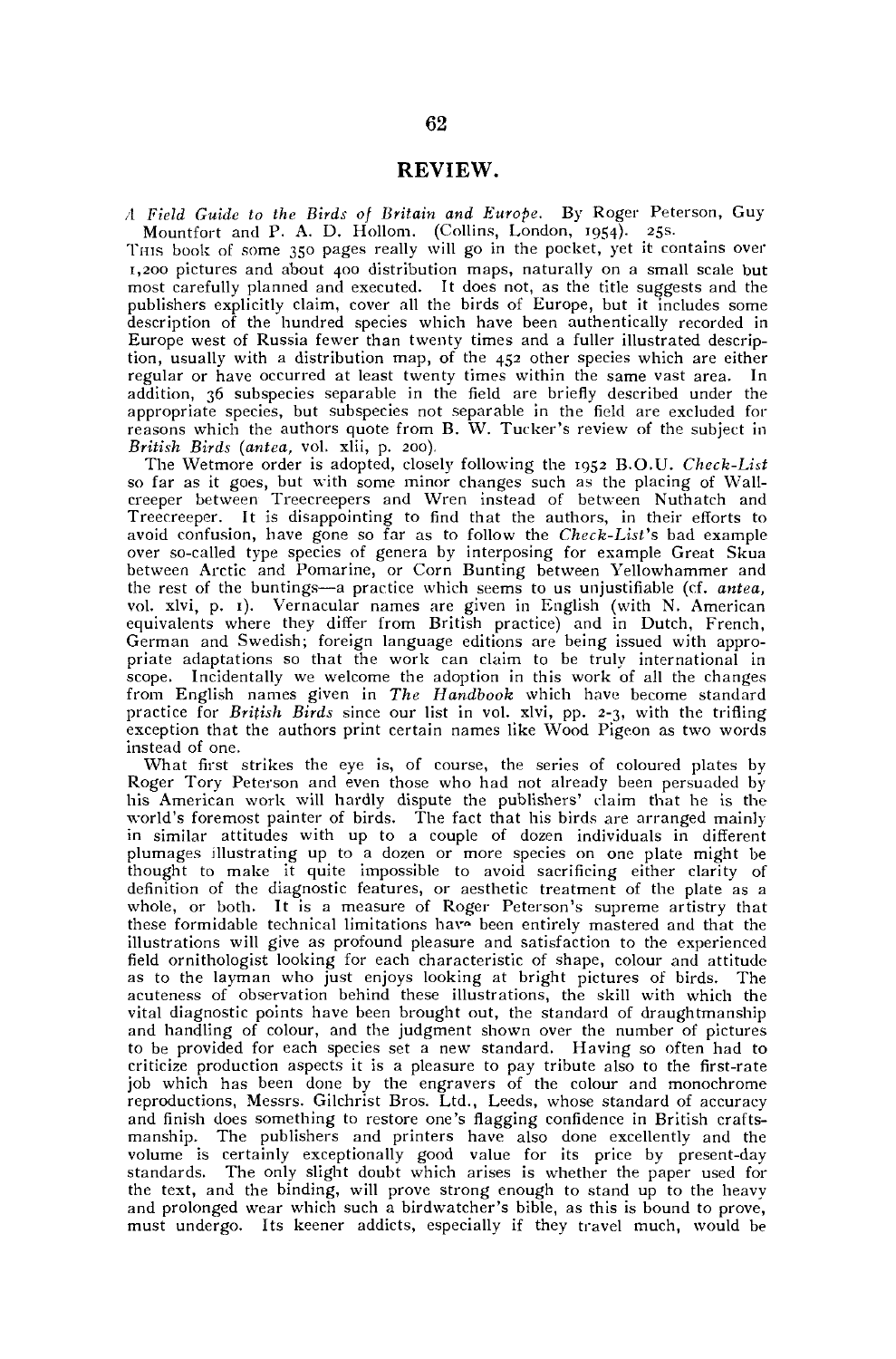# REVIEW.

*A Field Guide to the Birds of Britain and Europe.* By Roger Peterson, Guy Mountfort and P. A. D. Hollom. (Collins, London, 1954). 25s.

THIS book of some 350 pages really will go in the pocket, yet it contains over 1,200 pictures and about 400 distribution maps, naturally on a small scale but most carefully planned and executed. It does not, as the title suggests and the publishers explicitly claim, cover all the birds of Europe, but it includes some description of the hundred species which have been authentically recorded in Europe west of Russia fewer than twenty times and a fuller illustrated description, usually with a distribution map, of the 452 other species which are either regular or have occurred at least twenty times within the same vast area. In addition, 36 subspecies separable in the field are briefly described under the appropriate species, but subspecies not separable in the field are excluded for reasons which the authors quote from B. W. Tucker's review of the subject in *British Birds* (*antea*, vol. xlii, p. 200).

The Wetmore order is adopted, closely following the 1952 B.O.U. *Check-List* so far as it goes, but with some minor changes such as the placing of Wallcreeper between Treecreepers and Wren instead of between Nuthatch and Treecreeper. It is disappointing to find that the authors, in their efforts to avoid confusion, have gone so far as to follow the *Check-List*'s bad example over so-called type species of genera by interposing for example Great Skua between Arctic and Pomarine, or Corn Bunting between Yellowhammer and the rest of the buntings—a practice which seems to us unjustifiable (cf. *antea*, vol. xlvi, p. 1). Vernacular names are given in English (with N. American equivalents where they differ from British practice) and in Dutch, French, German and Swedish; foreign language editions are being issued with appropriate adaptations so that the work can claim to be truly international in scope. Incidentally we welcome the adoption in this work of all the changes from English names given in *The Handbook* which have become standard practice for *British Birds* since our list in vol. xlvi, pp. 2-3, with the trifling exception that the authors print certain names like Wood Pigeon as two words instead of one.

What first strikes the eye is, of course, the series of coloured plates by Roger Tory Peterson and even those who had not already been persuaded by his American work will hardly dispute the publishers' claim that he is the world's foremost painter of birds. The fact that his birds are arranged mainly in similar attitudes with up to a couple of dozen individuals in different plumages illustrating up to a dozen or more species on one plate might be thought to make it quite impossible to avoid sacrificing either clarity of definition of the diagnostic features, or aesthetic treatment of the plate as a whole, or both. It is a measure of Roger Peterson's supreme artistry that these formidable technical limitations have been entirely mastered and that the illustrations will give as profound pleasure and satisfaction to the experienced field ornithologist looking for each characteristic of shape, colour and attitude as to the layman who just enjoys looking at bright pictures of birds. The acuteness of observation behind these illustrations, the skill with which the vital diagnostic points have been brought out, the standard of draughtmanship and handling of colour, and the judgment shown over the number of pictures to be provided for each species set a new standard. Having so often had to criticize production aspects it is a pleasure to pay tribute also to the first-rate job which has been done by the engravers of the colour and monochrome reproductions, Messrs. Gilchrist Bros. Ltd., Leeds, whose standard of accuracy and finish does something to restore one's flagging confidence in British craftsmanship. The publishers and printers have also done excellently and the volume is certainly exceptionally good value for its price by present-day standards. The only slight doubt which arises is whether the paper used for the text, and the binding, will prove strong enough to stand up to the heavy and prolonged wear which such a birdwatcher's bible, as this is bound to prove, must undergo. Its keener addicts, especially if they travel much, would be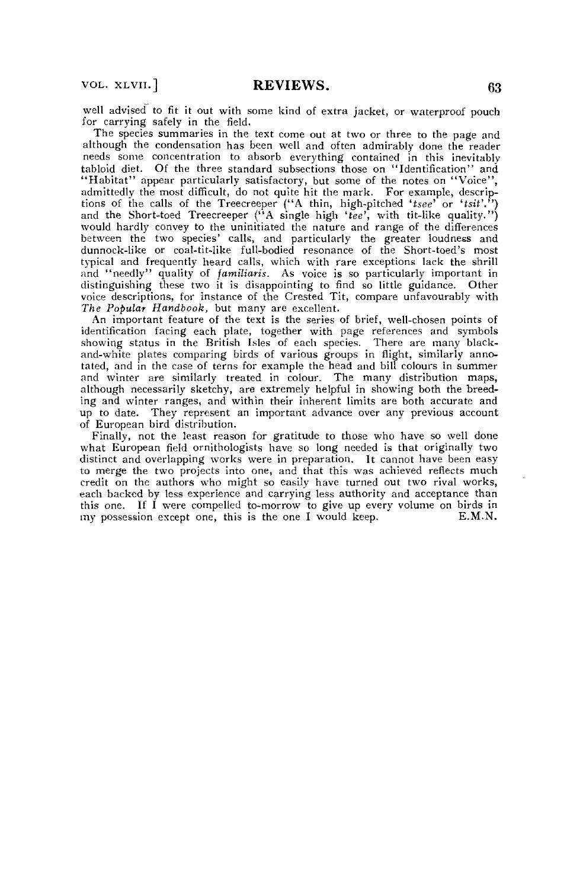well advised to fit it out with some kind of extra jacket, or waterproof pouch for carrying safely in the field.

The species summaries in the text come out at two or three to the page and although the condensation has been well and often admirably done the reader needs some concentration to absorb everything contained in this inevitably tabloid diet. Of the three standard subsections those on "Identification" and "Habitat" appear particularly satisfactory, but some of the notes on "Voice", admittedly the most difficult, do not quite hit the mark. For example, descriptions of the calls of the Treecreeper ("A thin, high-pitched '*tsee*' or '*tsit*'.") and the Short-toed Treecreeper ("A single high '*tee*', with tit-like quality.") would hardly convey to the uninitiated the nature and range of the differences between the two species' calls, and particularly the greater loudness and dunnock-like or coal-tit-like full-bodied resonance of the Short-toed's most typical and frequently heard calls, which with rare exceptions lack the shrill and "needly" quality of *familiaris*. As voice is so particularly important in distinguishing these two it is disappointing to find so little guidance. Other voice descriptions, for instance of the Crested Tit, compare unfavourably with *The Popular Handbook*, but many are excellent.

An important feature of the text is the series of brief, well-chosen points of identification facing each plate, together with page references and symbols showing status in the British Isles of each species. There are many black-and-white plates comparing birds of various groups in flight, similarly annotated, and in the case of terns for example the head and bill colours in summer and winter are similarly treated in colour. The many distribution maps, although necessarily sketchy, are extremely helpful in showing both the breeding and winter ranges, and within their inherent limits are both accurate and up to date. They represent an important advance over any previous account of European bird distribution.

Finally, not the least reason for gratitude to those who have so well done what European field ornithologists have so long needed is that originally two distinct and overlapping works were in preparation. It cannot have been easy to merge the two projects into one, and that this was achieved reflects much credit on the authors who might so easily have turned out two rival works, each backed by less experience and carrying less authority and acceptance than this one. If I were compelled to-morrow to give up every volume on birds in my possession except one, this is the one I would keep. E.M.N.